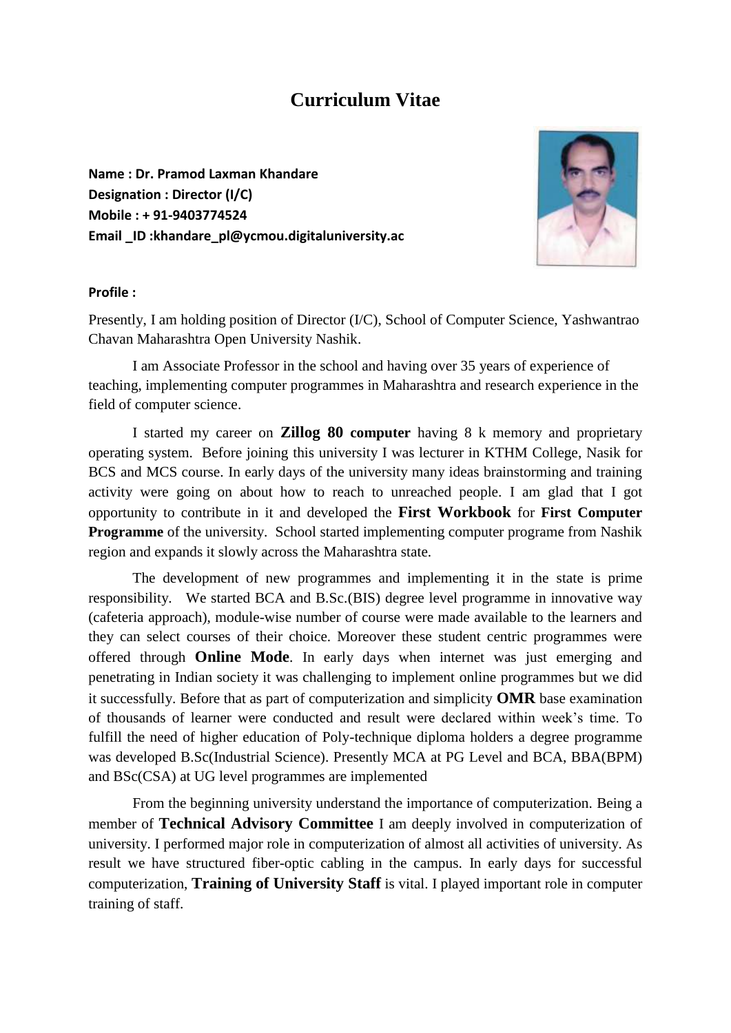# Curriculum Vitae

**Name : Dr. Pramod Laxman Khandare**
**Designation : Director (I/C)**
**Mobile : + 91-9403774524**
**Email _ID :khandare_pl@ycmou.digitaluniversity.ac**

**Profile :**

Presently, I am holding position of Director (I/C), School of Computer Science, Yashwantrao Chavan Maharashtra Open University Nashik.

I am Associate Professor in the school and having over 35 years of experience of teaching, implementing computer programmes in Maharashtra and research experience in the field of computer science.

I started my career on **Zillog 80 computer** having 8 k memory and proprietary operating system. Before joining this university I was lecturer in KTHM College, Nasik for BCS and MCS course. In early days of the university many ideas brainstorming and training activity were going on about how to reach to unreached people. I am glad that I got opportunity to contribute in it and developed the **First Workbook** for **First Computer Programme** of the university. School started implementing computer programe from Nashik region and expands it slowly across the Maharashtra state.

The development of new programmes and implementing it in the state is prime responsibility. We started BCA and B.Sc.(BIS) degree level programme in innovative way (cafeteria approach), module-wise number of course were made available to the learners and they can select courses of their choice. Moreover these student centric programmes were offered through **Online Mode**. In early days when internet was just emerging and penetrating in Indian society it was challenging to implement online programmes but we did it successfully. Before that as part of computerization and simplicity **OMR** base examination of thousands of learner were conducted and result were declared within week's time. To fulfill the need of higher education of Poly-technique diploma holders a degree programme was developed B.Sc(Industrial Science). Presently MCA at PG Level and BCA, BBA(BPM) and BSc(CSA) at UG level programmes are implemented

From the beginning university understand the importance of computerization. Being a member of **Technical Advisory Committee** I am deeply involved in computerization of university. I performed major role in computerization of almost all activities of university. As result we have structured fiber-optic cabling in the campus. In early days for successful computerization, **Training of University Staff** is vital. I played important role in computer training of staff.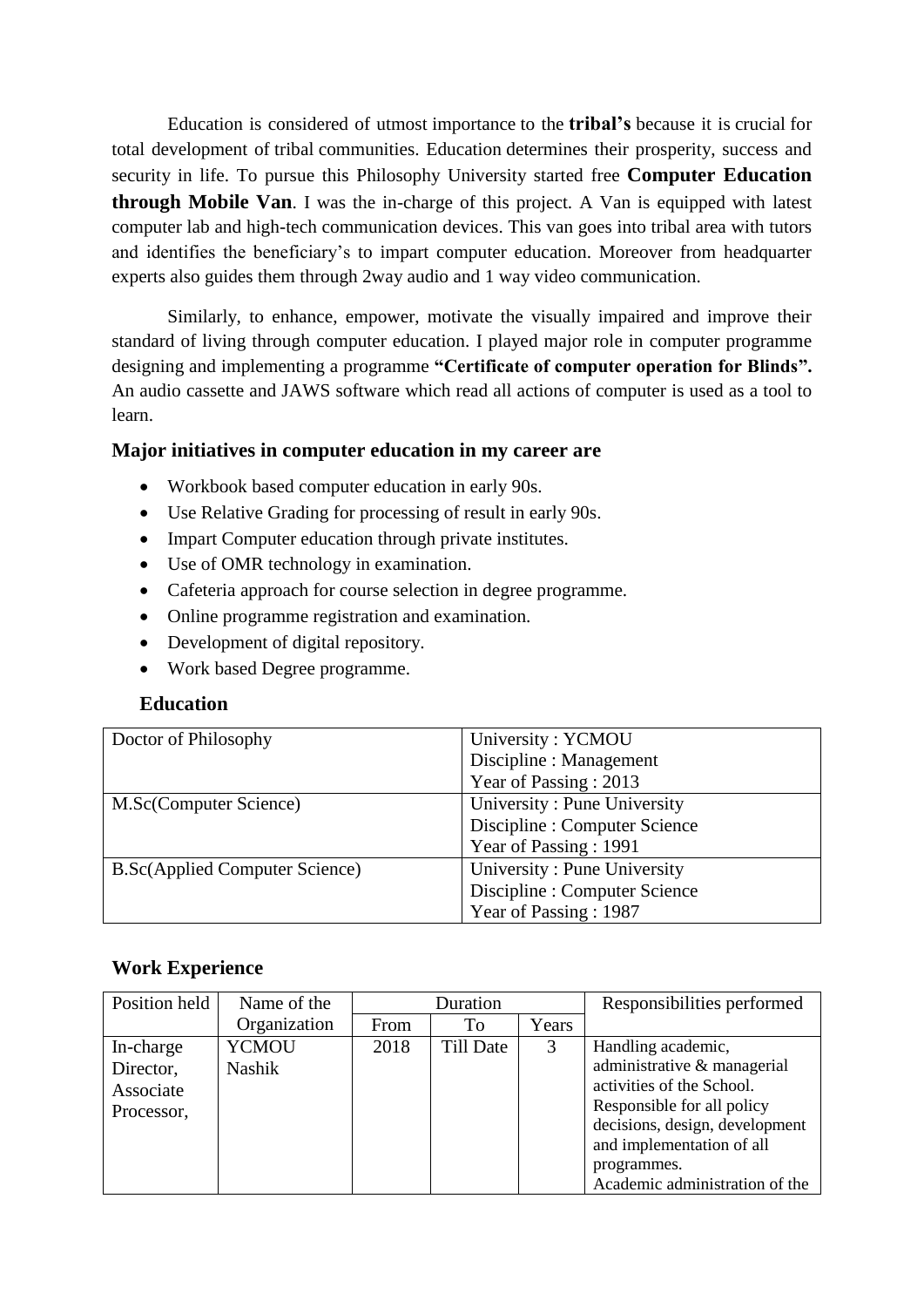Education is considered of utmost importance to the **tribal's** because it is crucial for total development of tribal communities. Education determines their prosperity, success and security in life. To pursue this Philosophy University started free **Computer Education through Mobile Van**. I was the in-charge of this project. A Van is equipped with latest computer lab and high-tech communication devices. This van goes into tribal area with tutors and identifies the beneficiary's to impart computer education. Moreover from headquarter experts also guides them through 2way audio and 1 way video communication.

Similarly, to enhance, empower, motivate the visually impaired and improve their standard of living through computer education. I played major role in computer programme designing and implementing a programme **"Certificate of computer operation for Blinds".** An audio cassette and JAWS software which read all actions of computer is used as a tool to learn.

### Major initiatives in computer education in my career are

- Workbook based computer education in early 90s.
- Use Relative Grading for processing of result in early 90s.
- Impart Computer education through private institutes.
- Use of OMR technology in examination.
- Cafeteria approach for course selection in degree programme.
- Online programme registration and examination.
- Development of digital repository.
- Work based Degree programme.

### Education

| | |
|---|---|
| Doctor of Philosophy | University : YCMOU<br>Discipline : Management<br>Year of Passing : 2013 |
| M.Sc(Computer Science) | University : Pune University<br>Discipline : Computer Science<br>Year of Passing : 1991 |
| B.Sc(Applied Computer Science) | University : Pune University<br>Discipline : Computer Science<br>Year of Passing : 1987 |

### Work Experience

| Position held | Name of the Organization | Duration | | | Responsibilities performed |
|---|---|---|---|---|---|
| | | From | To | Years | |
| In-charge Director, Associate Processor, | YCMOU Nashik | 2018 | Till Date | 3 | Handling academic, administrative & managerial activities of the School. Responsible for all policy decisions, design, development and implementation of all programmes. Academic administration of the |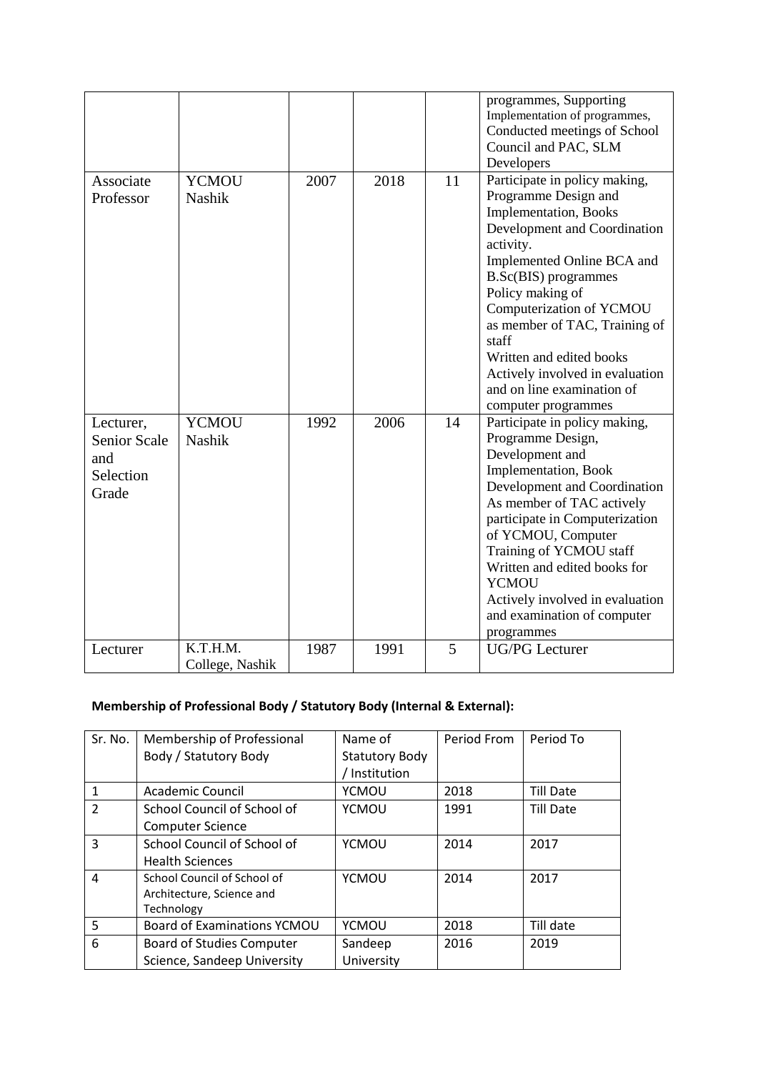|  |  |  |  |  | programmes, Supporting Implementation of programmes, Conducted meetings of School Council and PAC, SLM Developers |
|---|---|---|---|---|---|
| Associate Professor | YCMOU Nashik | 2007 | 2018 | 11 | Participate in policy making, Programme Design and Implementation, Books Development and Coordination activity.<br>Implemented Online BCA and B.Sc(BIS) programmes<br>Policy making of Computerization of YCMOU as member of TAC, Training of staff<br>Written and edited books<br>Actively involved in evaluation and on line examination of computer programmes |
| Lecturer, Senior Scale and Selection Grade | YCMOU Nashik | 1992 | 2006 | 14 | Participate in policy making, Programme Design, Development and Implementation, Book Development and Coordination<br>As member of TAC actively participate in Computerization of YCMOU, Computer Training of YCMOU staff<br>Written and edited books for YCMOU<br>Actively involved in evaluation and examination of computer programmes |
| Lecturer | K.T.H.M. College, Nashik | 1987 | 1991 | 5 | UG/PG Lecturer |

**Membership of Professional Body / Statutory Body (Internal & External):**

| Sr. No. | Membership of Professional Body / Statutory Body | Name of Statutory Body / Institution | Period From | Period To |
|---|---|---|---|---|
| 1 | Academic Council | YCMOU | 2018 | Till Date |
| 2 | School Council of School of Computer Science | YCMOU | 1991 | Till Date |
| 3 | School Council of School of Health Sciences | YCMOU | 2014 | 2017 |
| 4 | School Council of School of Architecture, Science and Technology | YCMOU | 2014 | 2017 |
| 5 | Board of Examinations YCMOU | YCMOU | 2018 | Till date |
| 6 | Board of Studies Computer Science, Sandeep University | Sandeep University | 2016 | 2019 |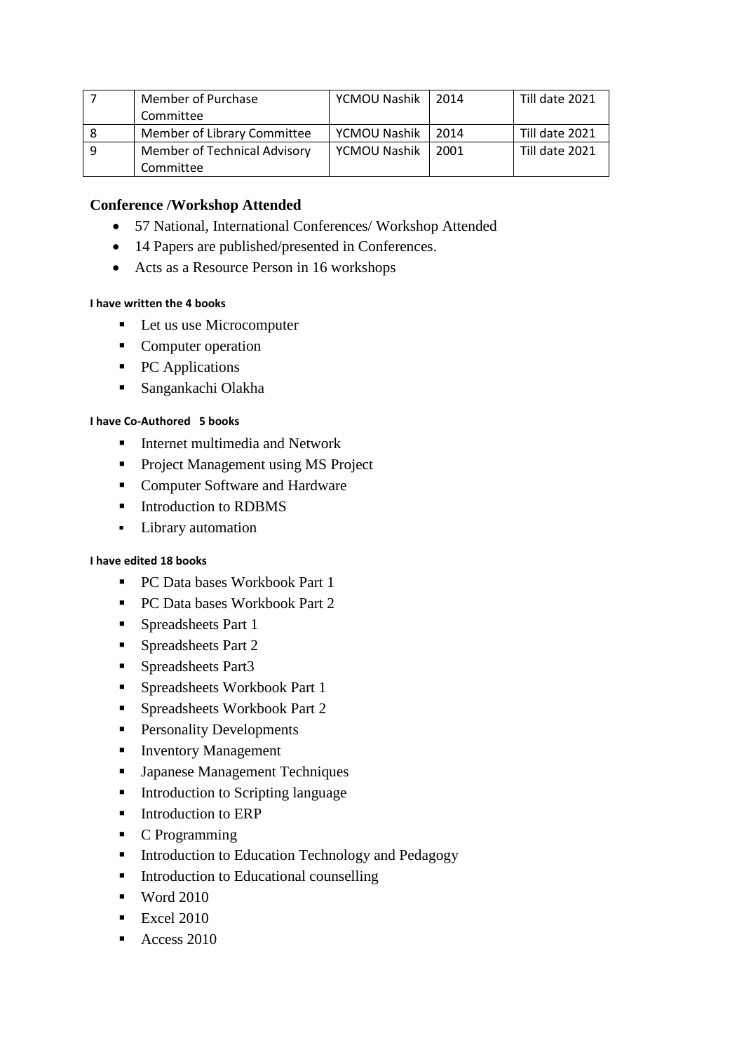| 7 | Member of Purchase Committee | YCMOU Nashik | 2014 | Till date 2021 |
|---|---|---|---|---|
| 8 | Member of Library Committee | YCMOU Nashik | 2014 | Till date 2021 |
| 9 | Member of Technical Advisory Committee | YCMOU Nashik | 2001 | Till date 2021 |

### Conference /Workshop Attended

- 57 National, International Conferences/ Workshop Attended
- 14 Papers are published/presented in Conferences.
- Acts as a Resource Person in 16 workshops

**I have written the 4 books**

- Let us use Microcomputer
- Computer operation
- PC Applications
- Sangankachi Olakha

**I have Co-Authored 5 books**

- Internet multimedia and Network
- Project Management using MS Project
- Computer Software and Hardware
- Introduction to RDBMS
- Library automation

**I have edited 18 books**

- PC Data bases Workbook Part 1
- PC Data bases Workbook Part 2
- Spreadsheets Part 1
- Spreadsheets Part 2
- Spreadsheets Part3
- Spreadsheets Workbook Part 1
- Spreadsheets Workbook Part 2
- Personality Developments
- Inventory Management
- Japanese Management Techniques
- Introduction to Scripting language
- Introduction to ERP
- C Programming
- Introduction to Education Technology and Pedagogy
- Introduction to Educational counselling
- Word 2010
- Excel 2010
- Access 2010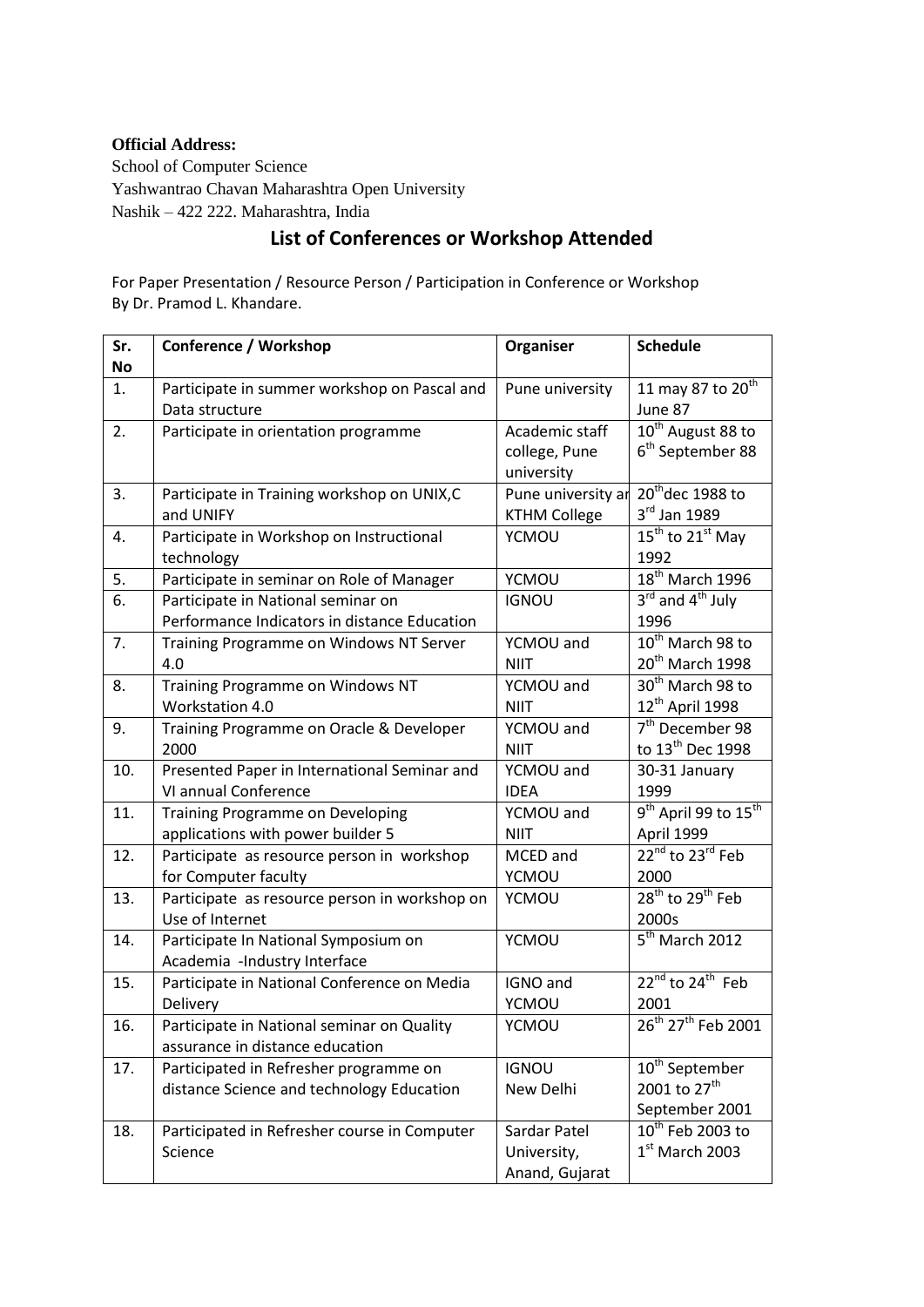**Official Address:**
School of Computer Science
Yashwantrao Chavan Maharashtra Open University
Nashik – 422 222. Maharashtra, India

## List of Conferences or Workshop Attended

For Paper Presentation / Resource Person / Participation in Conference or Workshop
By Dr. Pramod L. Khandare.

| Sr. No | Conference / Workshop | Organiser | Schedule |
|---|---|---|---|
| 1. | Participate in summer workshop on Pascal and Data structure | Pune university | 11 may 87 to 20th June 87 |
| 2. | Participate in orientation programme | Academic staff college, Pune university | 10th August 88 to 6th September 88 |
| 3. | Participate in Training workshop on UNIX,C and UNIFY | Pune university ar KTHM College | 20thdec 1988 to 3rd Jan 1989 |
| 4. | Participate in Workshop on Instructional technology | YCMOU | 15th to 21st May 1992 |
| 5. | Participate in seminar on Role of Manager | YCMOU | 18th March 1996 |
| 6. | Participate in National seminar on Performance Indicators in distance Education | IGNOU | 3rd and 4th July 1996 |
| 7. | Training Programme on Windows NT Server 4.0 | YCMOU and NIIT | 10th March 98 to 20th March 1998 |
| 8. | Training Programme on Windows NT Workstation 4.0 | YCMOU and NIIT | 30th March 98 to 12th April 1998 |
| 9. | Training Programme on Oracle & Developer 2000 | YCMOU and NIIT | 7th December 98 to 13th Dec 1998 |
| 10. | Presented Paper in International Seminar and VI annual Conference | YCMOU and IDEA | 30-31 January 1999 |
| 11. | Training Programme on Developing applications with power builder 5 | YCMOU and NIIT | 9th April 99 to 15th April 1999 |
| 12. | Participate as resource person in workshop for Computer faculty | MCED and YCMOU | 22nd to 23rd Feb 2000 |
| 13. | Participate as resource person in workshop on Use of Internet | YCMOU | 28th to 29th Feb 2000s |
| 14. | Participate In National Symposium on Academia -Industry Interface | YCMOU | 5th March 2012 |
| 15. | Participate in National Conference on Media Delivery | IGNO and YCMOU | 22nd to 24th Feb 2001 |
| 16. | Participate in National seminar on Quality assurance in distance education | YCMOU | 26th 27th Feb 2001 |
| 17. | Participated in Refresher programme on distance Science and technology Education | IGNOU New Delhi | 10th September 2001 to 27th September 2001 |
| 18. | Participated in Refresher course in Computer Science | Sardar Patel University, Anand, Gujarat | 10th Feb 2003 to 1st March 2003 |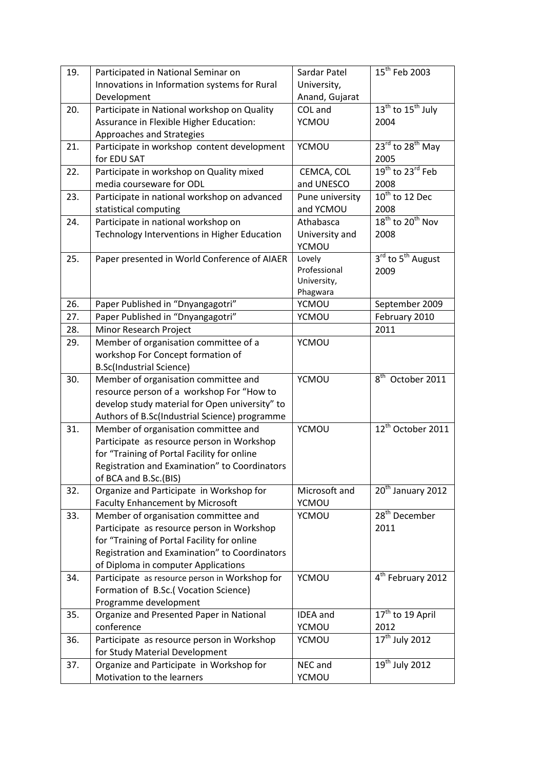| 19. | Participated in National Seminar on Innovations in Information systems for Rural Development | Sardar Patel University, Anand, Gujarat | 15th Feb 2003 |
|---|---|---|---|
| 20. | Participate in National workshop on Quality Assurance in Flexible Higher Education: Approaches and Strategies | COL and YCMOU | 13th to 15th July 2004 |
| 21. | Participate in workshop content development for EDU SAT | YCMOU | 23rd to 28th May 2005 |
| 22. | Participate in workshop on Quality mixed media courseware for ODL | CEMCA, COL and UNESCO | 19th to 23rd Feb 2008 |
| 23. | Participate in national workshop on advanced statistical computing | Pune university and YCMOU | 10th to 12 Dec 2008 |
| 24. | Participate in national workshop on Technology Interventions in Higher Education | Athabasca University and YCMOU | 18th to 20th Nov 2008 |
| 25. | Paper presented in World Conference of AIAER | Lovely Professional University, Phagwara | 3rd to 5th August 2009 |
| 26. | Paper Published in "Dnyangagotri" | YCMOU | September 2009 |
| 27. | Paper Published in "Dnyangagotri" | YCMOU | February 2010 |
| 28. | Minor Research Project | | 2011 |
| 29. | Member of organisation committee of a workshop For Concept formation of B.Sc(Industrial Science) | YCMOU | |
| 30. | Member of organisation committee and resource person of a workshop For "How to develop study material for Open university" to Authors of B.Sc(Industrial Science) programme | YCMOU | 8th October 2011 |
| 31. | Member of organisation committee and Participate as resource person in Workshop for "Training of Portal Facility for online Registration and Examination" to Coordinators of BCA and B.Sc.(BIS) | YCMOU | 12th October 2011 |
| 32. | Organize and Participate in Workshop for Faculty Enhancement by Microsoft | Microsoft and YCMOU | 20th January 2012 |
| 33. | Member of organisation committee and Participate as resource person in Workshop for "Training of Portal Facility for online Registration and Examination" to Coordinators of Diploma in computer Applications | YCMOU | 28th December 2011 |
| 34. | Participate as resource person in Workshop for Formation of B.Sc.( Vocation Science) Programme development | YCMOU | 4th February 2012 |
| 35. | Organize and Presented Paper in National conference | IDEA and YCMOU | 17th to 19 April 2012 |
| 36. | Participate as resource person in Workshop for Study Material Development | YCMOU | 17th July 2012 |
| 37. | Organize and Participate in Workshop for Motivation to the learners | NEC and YCMOU | 19th July 2012 |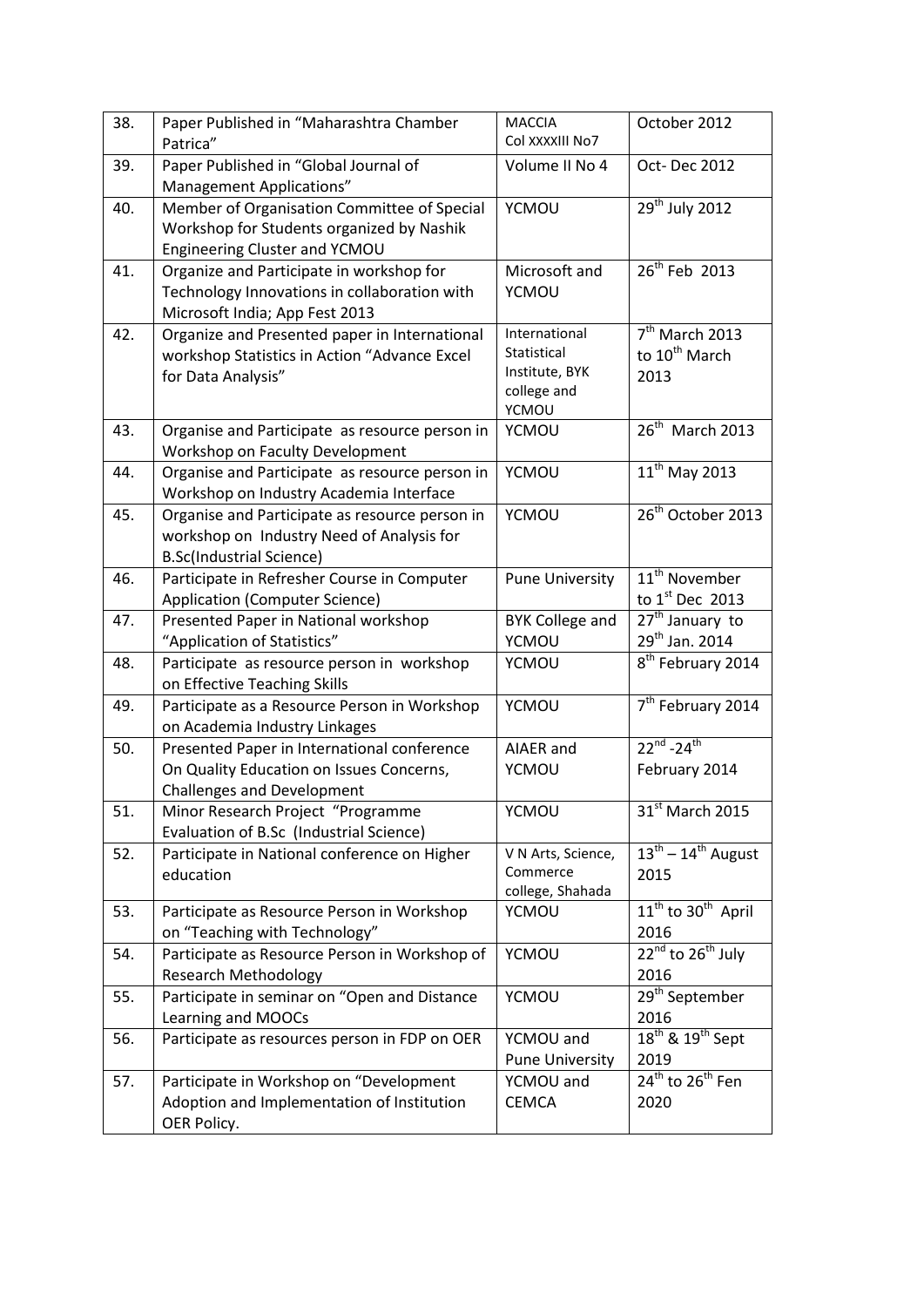| | | | |
|---|---|---|---|
| 38. | Paper Published in "Maharashtra Chamber Patrica" | MACCIA Col XXXXIII No7 | October 2012 |
| 39. | Paper Published in "Global Journal of Management Applications" | Volume II No 4 | Oct- Dec 2012 |
| 40. | Member of Organisation Committee of Special Workshop for Students organized by Nashik Engineering Cluster and YCMOU | YCMOU | 29th July 2012 |
| 41. | Organize and Participate in workshop for Technology Innovations in collaboration with Microsoft India; App Fest 2013 | Microsoft and YCMOU | 26th Feb 2013 |
| 42. | Organize and Presented paper in International workshop Statistics in Action "Advance Excel for Data Analysis" | International Statistical Institute, BYK college and YCMOU | 7th March 2013 to 10th March 2013 |
| 43. | Organise and Participate as resource person in Workshop on Faculty Development | YCMOU | 26th March 2013 |
| 44. | Organise and Participate as resource person in Workshop on Industry Academia Interface | YCMOU | 11th May 2013 |
| 45. | Organise and Participate as resource person in workshop on Industry Need of Analysis for B.Sc(Industrial Science) | YCMOU | 26th October 2013 |
| 46. | Participate in Refresher Course in Computer Application (Computer Science) | Pune University | 11th November to 1st Dec 2013 |
| 47. | Presented Paper in National workshop "Application of Statistics" | BYK College and YCMOU | 27th January to 29th Jan. 2014 |
| 48. | Participate as resource person in workshop on Effective Teaching Skills | YCMOU | 8th February 2014 |
| 49. | Participate as a Resource Person in Workshop on Academia Industry Linkages | YCMOU | 7th February 2014 |
| 50. | Presented Paper in International conference On Quality Education on Issues Concerns, Challenges and Development | AIAER and YCMOU | 22nd -24th February 2014 |
| 51. | Minor Research Project "Programme Evaluation of B.Sc (Industrial Science) | YCMOU | 31st March 2015 |
| 52. | Participate in National conference on Higher education | V N Arts, Science, Commerce college, Shahada | 13th – 14th August 2015 |
| 53. | Participate as Resource Person in Workshop on "Teaching with Technology" | YCMOU | 11th to 30th April 2016 |
| 54. | Participate as Resource Person in Workshop of Research Methodology | YCMOU | 22nd to 26th July 2016 |
| 55. | Participate in seminar on "Open and Distance Learning and MOOCs | YCMOU | 29th September 2016 |
| 56. | Participate as resources person in FDP on OER | YCMOU and Pune University | 18th & 19th Sept 2019 |
| 57. | Participate in Workshop on "Development Adoption and Implementation of Institution OER Policy. | YCMOU and CEMCA | 24th to 26th Fen 2020 |